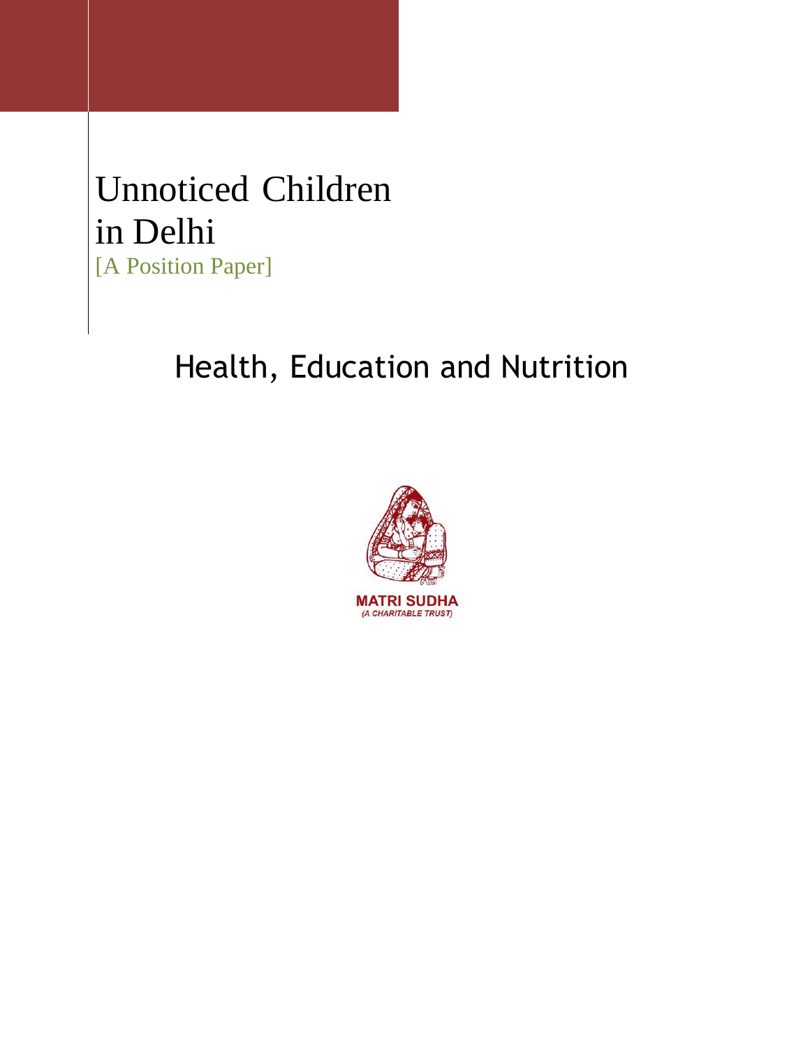# Unnoticed Children in Delhi

[A Position Paper]

## Health, Education and Nutrition

MATRI SUDHA
(A CHARITABLE TRUST)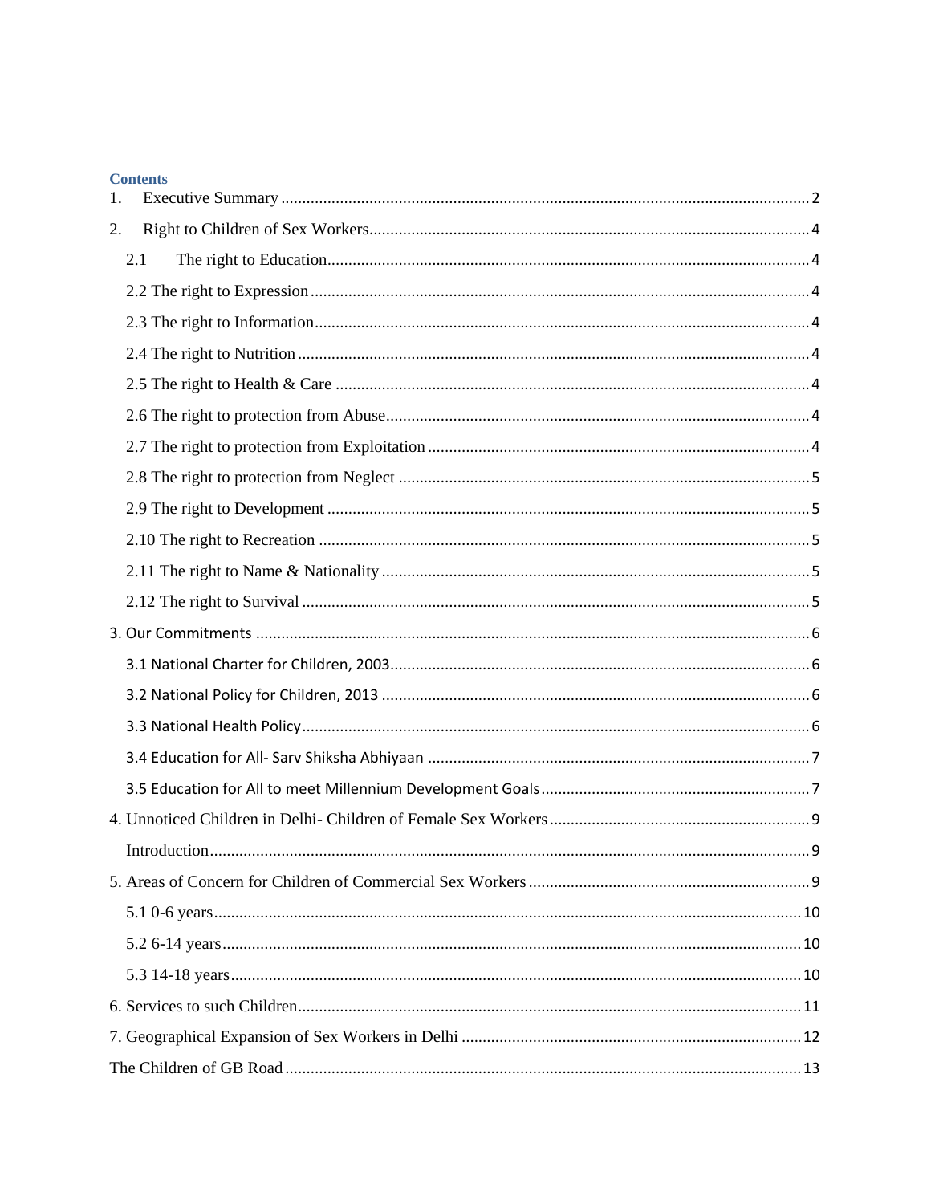## Contents

1. Executive Summary ..... 2
2. Right to Children of Sex Workers ..... 4
   - 2.1 The right to Education ..... 4
   - 2.2 The right to Expression ..... 4
   - 2.3 The right to Information ..... 4
   - 2.4 The right to Nutrition ..... 4
   - 2.5 The right to Health & Care ..... 4
   - 2.6 The right to protection from Abuse ..... 4
   - 2.7 The right to protection from Exploitation ..... 4
   - 2.8 The right to protection from Neglect ..... 5
   - 2.9 The right to Development ..... 5
   - 2.10 The right to Recreation ..... 5
   - 2.11 The right to Name & Nationality ..... 5
   - 2.12 The right to Survival ..... 5
3. Our Commitments ..... 6
   - 3.1 National Charter for Children, 2003 ..... 6
   - 3.2 National Policy for Children, 2013 ..... 6
   - 3.3 National Health Policy ..... 6
   - 3.4 Education for All- Sarv Shiksha Abhiyaan ..... 7
   - 3.5 Education for All to meet Millennium Development Goals ..... 7
4. Unnoticed Children in Delhi- Children of Female Sex Workers ..... 9
   - Introduction ..... 9
5. Areas of Concern for Children of Commercial Sex Workers ..... 9
   - 5.1 0-6 years ..... 10
   - 5.2 6-14 years ..... 10
   - 5.3 14-18 years ..... 10
6. Services to such Children ..... 11
7. Geographical Expansion of Sex Workers in Delhi ..... 12

The Children of GB Road ..... 13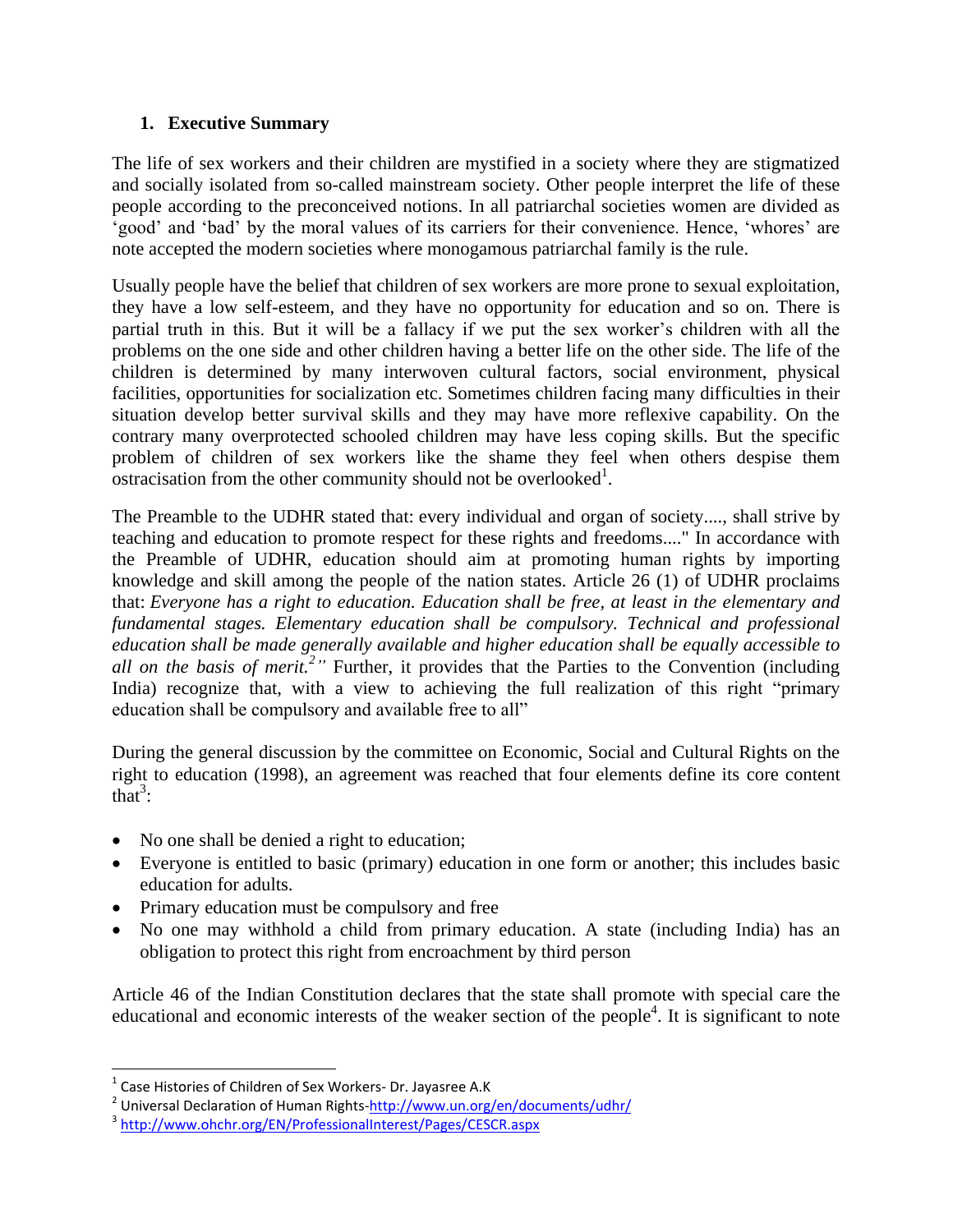## 1. Executive Summary

The life of sex workers and their children are mystified in a society where they are stigmatized and socially isolated from so-called mainstream society. Other people interpret the life of these people according to the preconceived notions. In all patriarchal societies women are divided as 'good' and 'bad' by the moral values of its carriers for their convenience. Hence, 'whores' are note accepted the modern societies where monogamous patriarchal family is the rule.

Usually people have the belief that children of sex workers are more prone to sexual exploitation, they have a low self-esteem, and they have no opportunity for education and so on. There is partial truth in this. But it will be a fallacy if we put the sex worker's children with all the problems on the one side and other children having a better life on the other side. The life of the children is determined by many interwoven cultural factors, social environment, physical facilities, opportunities for socialization etc. Sometimes children facing many difficulties in their situation develop better survival skills and they may have more reflexive capability. On the contrary many overprotected schooled children may have less coping skills. But the specific problem of children of sex workers like the shame they feel when others despise them ostracisation from the other community should not be overlooked[1].

The Preamble to the UDHR stated that: every individual and organ of society...., shall strive by teaching and education to promote respect for these rights and freedoms...." In accordance with the Preamble of UDHR, education should aim at promoting human rights by importing knowledge and skill among the people of the nation states. Article 26 (1) of UDHR proclaims that: *Everyone has a right to education. Education shall be free, at least in the elementary and fundamental stages. Elementary education shall be compulsory. Technical and professional education shall be made generally available and higher education shall be equally accessible to all on the basis of merit.[2]"* Further, it provides that the Parties to the Convention (including India) recognize that, with a view to achieving the full realization of this right "primary education shall be compulsory and available free to all"

During the general discussion by the committee on Economic, Social and Cultural Rights on the right to education (1998), an agreement was reached that four elements define its core content that[3]:

- No one shall be denied a right to education;
- Everyone is entitled to basic (primary) education in one form or another; this includes basic education for adults.
- Primary education must be compulsory and free
- No one may withhold a child from primary education. A state (including India) has an obligation to protect this right from encroachment by third person

Article 46 of the Indian Constitution declares that the state shall promote with special care the educational and economic interests of the weaker section of the people[4]. It is significant to note

---

[1] Case Histories of Children of Sex Workers- Dr. Jayasree A.K

[2] Universal Declaration of Human Rights-http://www.un.org/en/documents/udhr/

[3] http://www.ohchr.org/EN/ProfessionalInterest/Pages/CESCR.aspx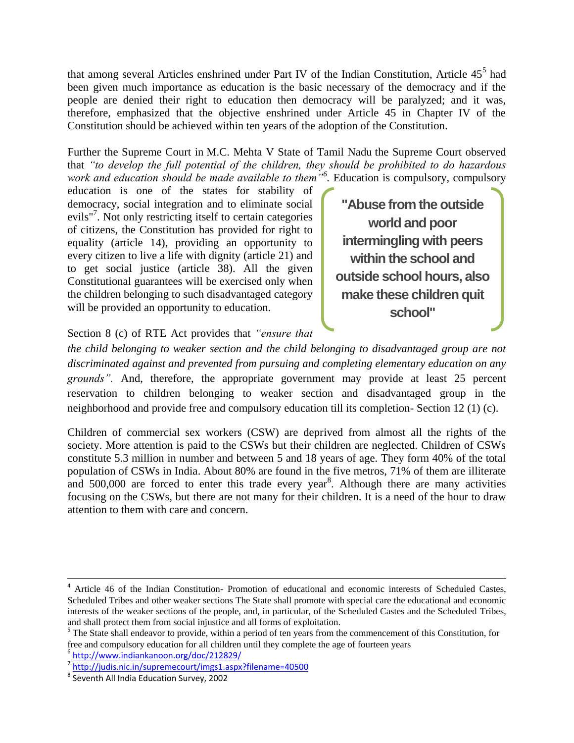that among several Articles enshrined under Part IV of the Indian Constitution, Article 45[5] had been given much importance as education is the basic necessary of the democracy and if the people are denied their right to education then democracy will be paralyzed; and it was, therefore, emphasized that the objective enshrined under Article 45 in Chapter IV of the Constitution should be achieved within ten years of the adoption of the Constitution.

Further the Supreme Court in M.C. Mehta V State of Tamil Nadu the Supreme Court observed that *"to develop the full potential of the children, they should be prohibited to do hazardous work and education should be made available to them"*[6]. Education is compulsory, compulsory education is one of the states for stability of democracy, social integration and to eliminate social evils"[7]. Not only restricting itself to certain categories of citizens, the Constitution has provided for right to equality (article 14), providing an opportunity to every citizen to live a life with dignity (article 21) and to get social justice (article 38). All the given Constitutional guarantees will be exercised only when the children belonging to such disadvantaged category will be provided an opportunity to education.

> **"Abuse from the outside world and poor intermingling with peers within the school and outside school hours, also make these children quit school"**

Section 8 (c) of RTE Act provides that *"ensure that the child belonging to weaker section and the child belonging to disadvantaged group are not discriminated against and prevented from pursuing and completing elementary education on any grounds".* And, therefore, the appropriate government may provide at least 25 percent reservation to children belonging to weaker section and disadvantaged group in the neighborhood and provide free and compulsory education till its completion- Section 12 (1) (c).

Children of commercial sex workers (CSW) are deprived from almost all the rights of the society. More attention is paid to the CSWs but their children are neglected. Children of CSWs constitute 5.3 million in number and between 5 and 18 years of age. They form 40% of the total population of CSWs in India. About 80% are found in the five metros, 71% of them are illiterate and 500,000 are forced to enter this trade every year[8]. Although there are many activities focusing on the CSWs, but there are not many for their children. It is a need of the hour to draw attention to them with care and concern.

---

[4] Article 46 of the Indian Constitution- Promotion of educational and economic interests of Scheduled Castes, Scheduled Tribes and other weaker sections The State shall promote with special care the educational and economic interests of the weaker sections of the people, and, in particular, of the Scheduled Castes and the Scheduled Tribes, and shall protect them from social injustice and all forms of exploitation.

[5] The State shall endeavor to provide, within a period of ten years from the commencement of this Constitution, for free and compulsory education for all children until they complete the age of fourteen years

[6] http://www.indiankanoon.org/doc/212829/

[7] http://judis.nic.in/supremecourt/imgs1.aspx?filename=40500

[8] Seventh All India Education Survey, 2002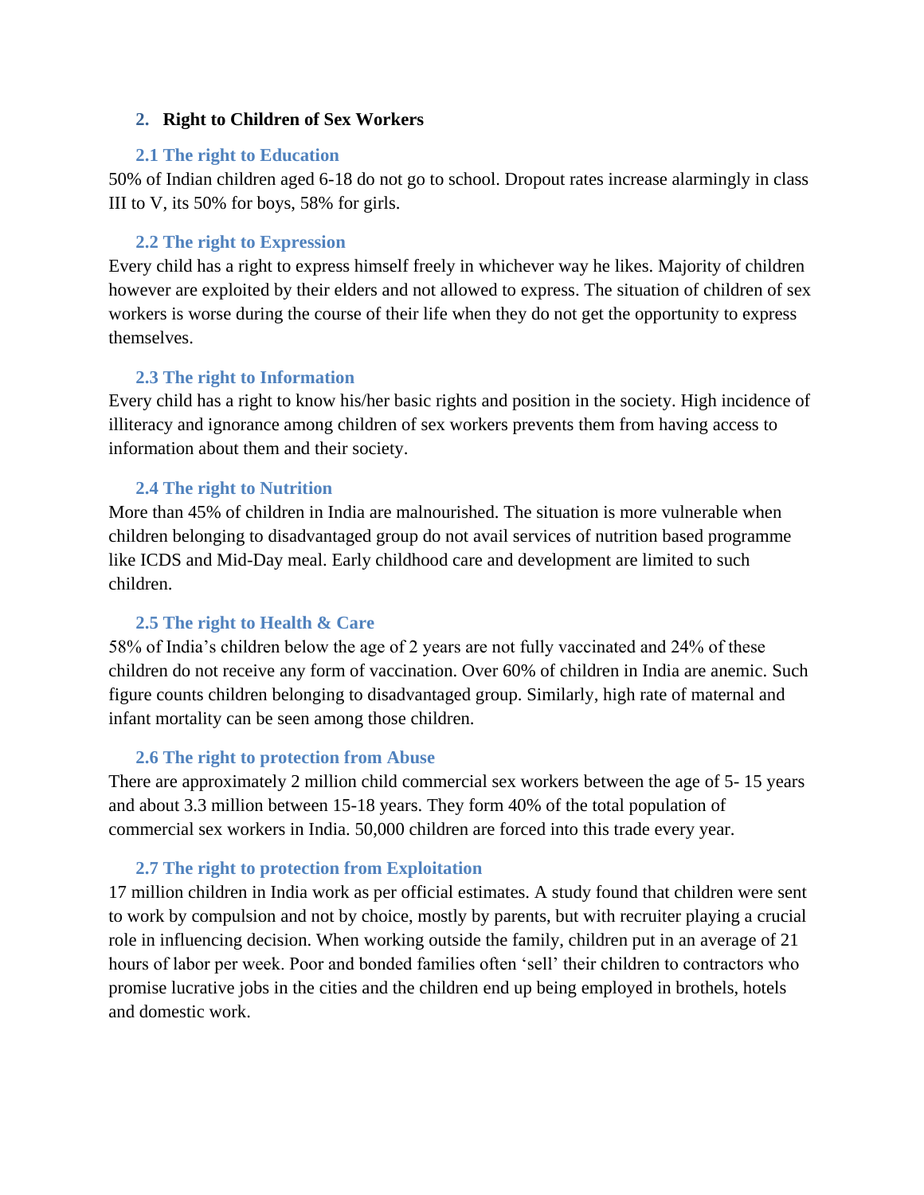## 2. Right to Children of Sex Workers

### 2.1 The right to Education

50% of Indian children aged 6-18 do not go to school. Dropout rates increase alarmingly in class III to V, its 50% for boys, 58% for girls.

### 2.2 The right to Expression

Every child has a right to express himself freely in whichever way he likes. Majority of children however are exploited by their elders and not allowed to express. The situation of children of sex workers is worse during the course of their life when they do not get the opportunity to express themselves.

### 2.3 The right to Information

Every child has a right to know his/her basic rights and position in the society. High incidence of illiteracy and ignorance among children of sex workers prevents them from having access to information about them and their society.

### 2.4 The right to Nutrition

More than 45% of children in India are malnourished. The situation is more vulnerable when children belonging to disadvantaged group do not avail services of nutrition based programme like ICDS and Mid-Day meal. Early childhood care and development are limited to such children.

### 2.5 The right to Health & Care

58% of India's children below the age of 2 years are not fully vaccinated and 24% of these children do not receive any form of vaccination. Over 60% of children in India are anemic. Such figure counts children belonging to disadvantaged group. Similarly, high rate of maternal and infant mortality can be seen among those children.

### 2.6 The right to protection from Abuse

There are approximately 2 million child commercial sex workers between the age of 5- 15 years and about 3.3 million between 15-18 years. They form 40% of the total population of commercial sex workers in India. 50,000 children are forced into this trade every year.

### 2.7 The right to protection from Exploitation

17 million children in India work as per official estimates. A study found that children were sent to work by compulsion and not by choice, mostly by parents, but with recruiter playing a crucial role in influencing decision. When working outside the family, children put in an average of 21 hours of labor per week. Poor and bonded families often 'sell' their children to contractors who promise lucrative jobs in the cities and the children end up being employed in brothels, hotels and domestic work.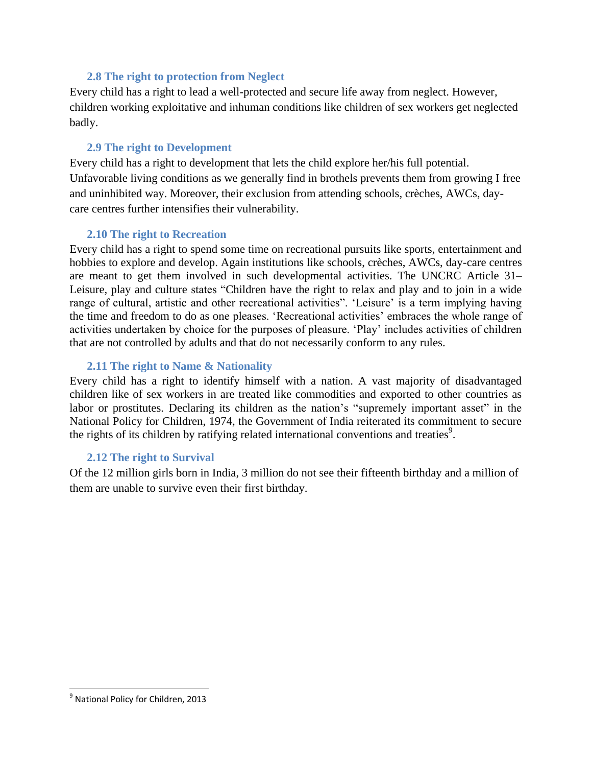### 2.8 The right to protection from Neglect

Every child has a right to lead a well-protected and secure life away from neglect. However, children working exploitative and inhuman conditions like children of sex workers get neglected badly.

### 2.9 The right to Development

Every child has a right to development that lets the child explore her/his full potential. Unfavorable living conditions as we generally find in brothels prevents them from growing I free and uninhibited way. Moreover, their exclusion from attending schools, crèches, AWCs, day-care centres further intensifies their vulnerability.

### 2.10 The right to Recreation

Every child has a right to spend some time on recreational pursuits like sports, entertainment and hobbies to explore and develop. Again institutions like schools, crèches, AWCs, day-care centres are meant to get them involved in such developmental activities. The UNCRC Article 31– Leisure, play and culture states "Children have the right to relax and play and to join in a wide range of cultural, artistic and other recreational activities". 'Leisure' is a term implying having the time and freedom to do as one pleases. 'Recreational activities' embraces the whole range of activities undertaken by choice for the purposes of pleasure. 'Play' includes activities of children that are not controlled by adults and that do not necessarily conform to any rules.

### 2.11 The right to Name & Nationality

Every child has a right to identify himself with a nation. A vast majority of disadvantaged children like of sex workers in are treated like commodities and exported to other countries as labor or prostitutes. Declaring its children as the nation's "supremely important asset" in the National Policy for Children, 1974, the Government of India reiterated its commitment to secure the rights of its children by ratifying related international conventions and treaties[9].

### 2.12 The right to Survival

Of the 12 million girls born in India, 3 million do not see their fifteenth birthday and a million of them are unable to survive even their first birthday.

---

[9] National Policy for Children, 2013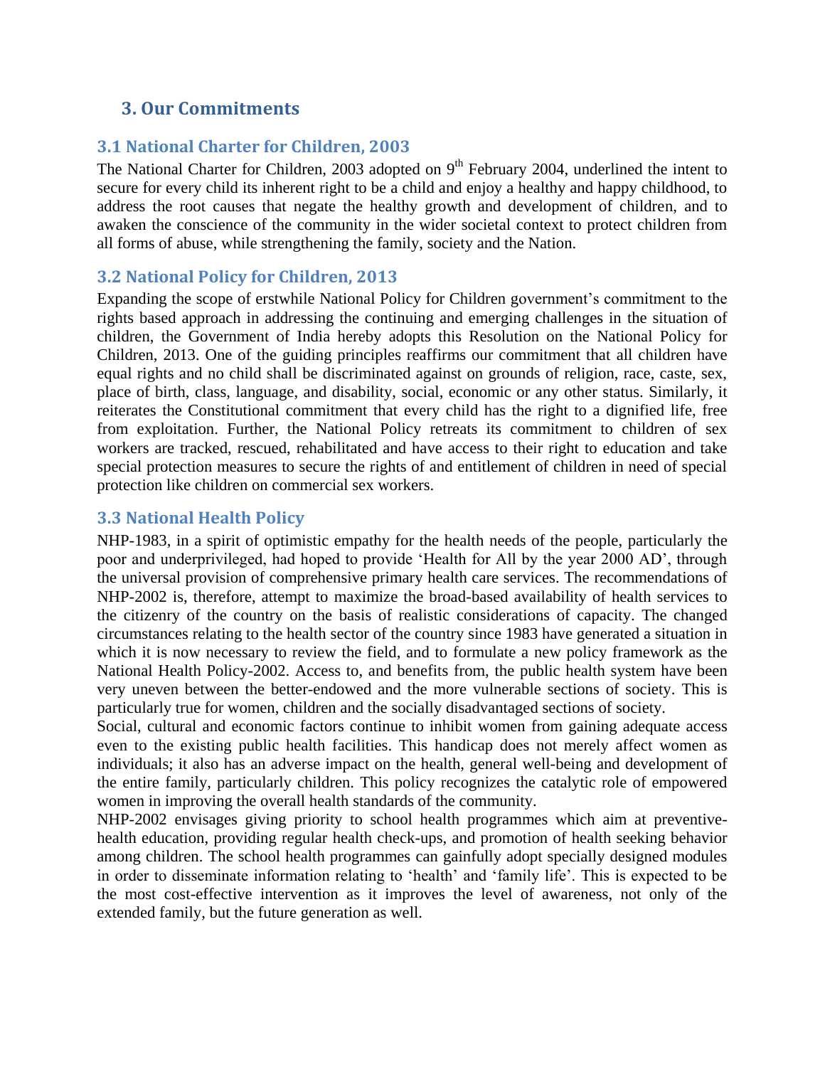## 3. Our Commitments

### 3.1 National Charter for Children, 2003

The National Charter for Children, 2003 adopted on 9th February 2004, underlined the intent to secure for every child its inherent right to be a child and enjoy a healthy and happy childhood, to address the root causes that negate the healthy growth and development of children, and to awaken the conscience of the community in the wider societal context to protect children from all forms of abuse, while strengthening the family, society and the Nation.

### 3.2 National Policy for Children, 2013

Expanding the scope of erstwhile National Policy for Children government's commitment to the rights based approach in addressing the continuing and emerging challenges in the situation of children, the Government of India hereby adopts this Resolution on the National Policy for Children, 2013. One of the guiding principles reaffirms our commitment that all children have equal rights and no child shall be discriminated against on grounds of religion, race, caste, sex, place of birth, class, language, and disability, social, economic or any other status. Similarly, it reiterates the Constitutional commitment that every child has the right to a dignified life, free from exploitation. Further, the National Policy retreats its commitment to children of sex workers are tracked, rescued, rehabilitated and have access to their right to education and take special protection measures to secure the rights of and entitlement of children in need of special protection like children on commercial sex workers.

### 3.3 National Health Policy

NHP-1983, in a spirit of optimistic empathy for the health needs of the people, particularly the poor and underprivileged, had hoped to provide 'Health for All by the year 2000 AD', through the universal provision of comprehensive primary health care services. The recommendations of NHP-2002 is, therefore, attempt to maximize the broad-based availability of health services to the citizenry of the country on the basis of realistic considerations of capacity. The changed circumstances relating to the health sector of the country since 1983 have generated a situation in which it is now necessary to review the field, and to formulate a new policy framework as the National Health Policy-2002. Access to, and benefits from, the public health system have been very uneven between the better-endowed and the more vulnerable sections of society. This is particularly true for women, children and the socially disadvantaged sections of society.

Social, cultural and economic factors continue to inhibit women from gaining adequate access even to the existing public health facilities. This handicap does not merely affect women as individuals; it also has an adverse impact on the health, general well-being and development of the entire family, particularly children. This policy recognizes the catalytic role of empowered women in improving the overall health standards of the community.

NHP-2002 envisages giving priority to school health programmes which aim at preventive-health education, providing regular health check-ups, and promotion of health seeking behavior among children. The school health programmes can gainfully adopt specially designed modules in order to disseminate information relating to 'health' and 'family life'. This is expected to be the most cost-effective intervention as it improves the level of awareness, not only of the extended family, but the future generation as well.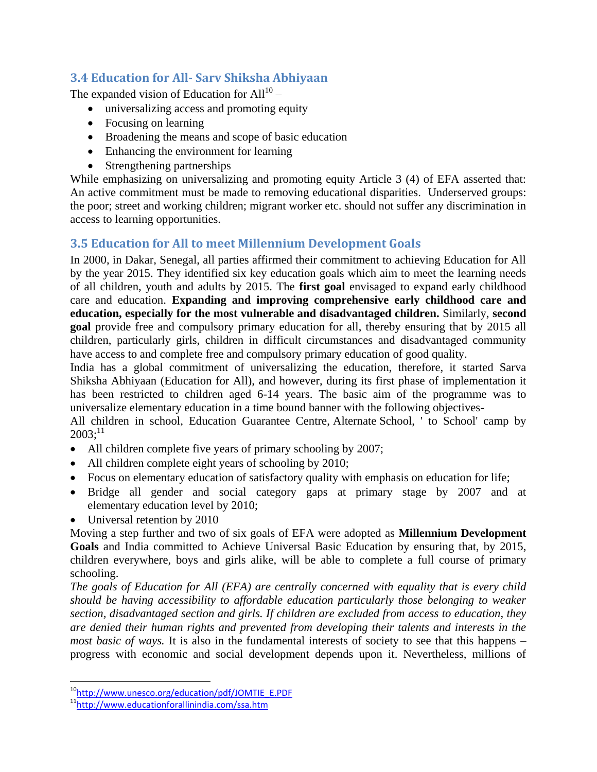### 3.4 Education for All- Sarv Shiksha Abhiyaan

The expanded vision of Education for All[10] –

- universalizing access and promoting equity
- Focusing on learning
- Broadening the means and scope of basic education
- Enhancing the environment for learning
- Strengthening partnerships

While emphasizing on universalizing and promoting equity Article 3 (4) of EFA asserted that: An active commitment must be made to removing educational disparities. Underserved groups: the poor; street and working children; migrant worker etc. should not suffer any discrimination in access to learning opportunities.

### 3.5 Education for All to meet Millennium Development Goals

In 2000, in Dakar, Senegal, all parties affirmed their commitment to achieving Education for All by the year 2015. They identified six key education goals which aim to meet the learning needs of all children, youth and adults by 2015. The **first goal** envisaged to expand early childhood care and education. **Expanding and improving comprehensive early childhood care and education, especially for the most vulnerable and disadvantaged children.** Similarly, **second goal** provide free and compulsory primary education for all, thereby ensuring that by 2015 all children, particularly girls, children in difficult circumstances and disadvantaged community have access to and complete free and compulsory primary education of good quality.

India has a global commitment of universalizing the education, therefore, it started Sarva Shiksha Abhiyaan (Education for All), and however, during its first phase of implementation it has been restricted to children aged 6-14 years. The basic aim of the programme was to universalize elementary education in a time bound banner with the following objectives-

All children in school, Education Guarantee Centre, Alternate School, ' to School' camp by 2003;[11]

- All children complete five years of primary schooling by 2007;
- All children complete eight years of schooling by 2010;
- Focus on elementary education of satisfactory quality with emphasis on education for life;
- Bridge all gender and social category gaps at primary stage by 2007 and at elementary education level by 2010;
- Universal retention by 2010

Moving a step further and two of six goals of EFA were adopted as **Millennium Development Goals** and India committed to Achieve Universal Basic Education by ensuring that, by 2015, children everywhere, boys and girls alike, will be able to complete a full course of primary schooling.

*The goals of Education for All (EFA) are centrally concerned with equality that is every child should be having accessibility to affordable education particularly those belonging to weaker section, disadvantaged section and girls. If children are excluded from access to education, they are denied their human rights and prevented from developing their talents and interests in the most basic of ways.* It is also in the fundamental interests of society to see that this happens – progress with economic and social development depends upon it. Nevertheless, millions of

---

[10] http://www.unesco.org/education/pdf/JOMTIE_E.PDF

[11] http://www.educationforallinindia.com/ssa.htm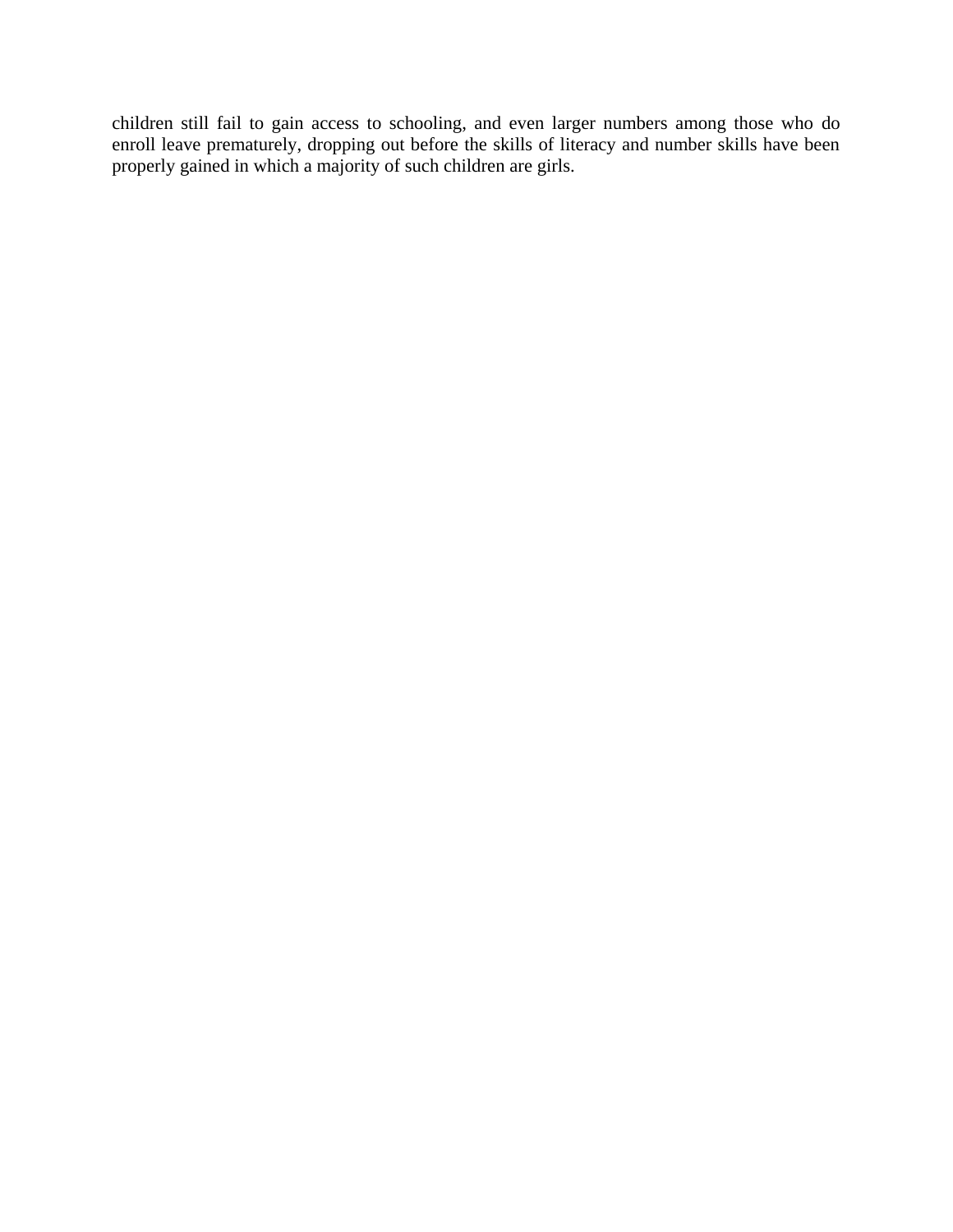children still fail to gain access to schooling, and even larger numbers among those who do enroll leave prematurely, dropping out before the skills of literacy and number skills have been properly gained in which a majority of such children are girls.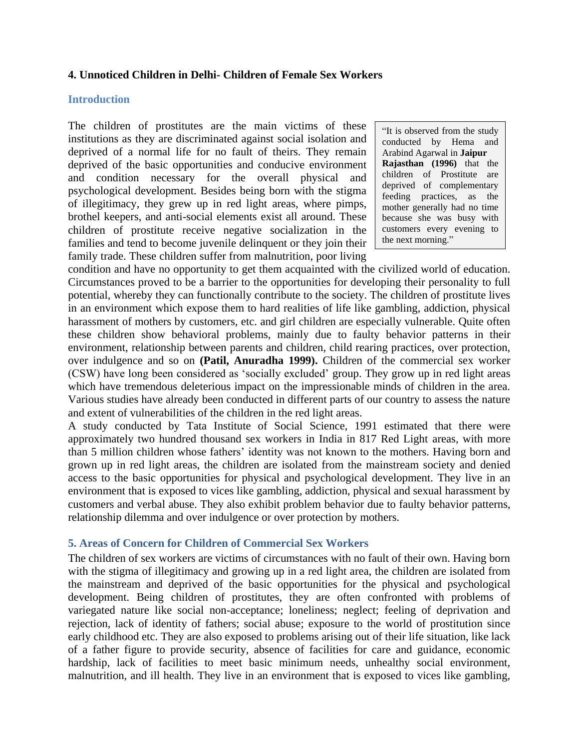### 4. Unnoticed Children in Delhi- Children of Female Sex Workers

#### Introduction

The children of prostitutes are the main victims of these institutions as they are discriminated against social isolation and deprived of a normal life for no fault of theirs. They remain deprived of the basic opportunities and conducive environment and condition necessary for the overall physical and psychological development. Besides being born with the stigma of illegitimacy, they grew up in red light areas, where pimps, brothel keepers, and anti-social elements exist all around. These children of prostitute receive negative socialization in the families and tend to become juvenile delinquent or they join their family trade. These children suffer from malnutrition, poor living condition and have no opportunity to get them acquainted with the civilized world of education. Circumstances proved to be a barrier to the opportunities for developing their personality to full potential, whereby they can functionally contribute to the society. The children of prostitute lives in an environment which expose them to hard realities of life like gambling, addiction, physical harassment of mothers by customers, etc. and girl children are especially vulnerable. Quite often these children show behavioral problems, mainly due to faulty behavior patterns in their environment, relationship between parents and children, child rearing practices, over protection, over indulgence and so on **(Patil, Anuradha 1999).** Children of the commercial sex worker (CSW) have long been considered as 'socially excluded' group. They grow up in red light areas which have tremendous deleterious impact on the impressionable minds of children in the area. Various studies have already been conducted in different parts of our country to assess the nature and extent of vulnerabilities of the children in the red light areas.

> "It is observed from the study conducted by Hema and Arabind Agarwal in **Jaipur Rajasthan (1996)** that the children of Prostitute are deprived of complementary feeding practices, as the mother generally had no time because she was busy with customers every evening to the next morning."

A study conducted by Tata Institute of Social Science, 1991 estimated that there were approximately two hundred thousand sex workers in India in 817 Red Light areas, with more than 5 million children whose fathers' identity was not known to the mothers. Having born and grown up in red light areas, the children are isolated from the mainstream society and denied access to the basic opportunities for physical and psychological development. They live in an environment that is exposed to vices like gambling, addiction, physical and sexual harassment by customers and verbal abuse. They also exhibit problem behavior due to faulty behavior patterns, relationship dilemma and over indulgence or over protection by mothers.

#### 5. Areas of Concern for Children of Commercial Sex Workers

The children of sex workers are victims of circumstances with no fault of their own. Having born with the stigma of illegitimacy and growing up in a red light area, the children are isolated from the mainstream and deprived of the basic opportunities for the physical and psychological development. Being children of prostitutes, they are often confronted with problems of variegated nature like social non-acceptance; loneliness; neglect; feeling of deprivation and rejection, lack of identity of fathers; social abuse; exposure to the world of prostitution since early childhood etc. They are also exposed to problems arising out of their life situation, like lack of a father figure to provide security, absence of facilities for care and guidance, economic hardship, lack of facilities to meet basic minimum needs, unhealthy social environment, malnutrition, and ill health. They live in an environment that is exposed to vices like gambling,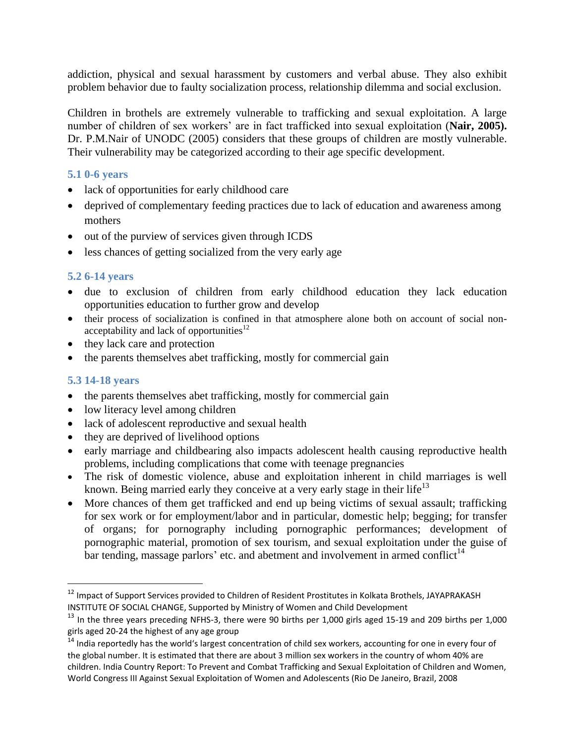addiction, physical and sexual harassment by customers and verbal abuse. They also exhibit problem behavior due to faulty socialization process, relationship dilemma and social exclusion.

Children in brothels are extremely vulnerable to trafficking and sexual exploitation. A large number of children of sex workers' are in fact trafficked into sexual exploitation (**Nair, 2005).** Dr. P.M.Nair of UNODC (2005) considers that these groups of children are mostly vulnerable. Their vulnerability may be categorized according to their age specific development.

### 5.1 0-6 years

- lack of opportunities for early childhood care
- deprived of complementary feeding practices due to lack of education and awareness among mothers
- out of the purview of services given through ICDS
- less chances of getting socialized from the very early age

### 5.2 6-14 years

- due to exclusion of children from early childhood education they lack education opportunities education to further grow and develop
- their process of socialization is confined in that atmosphere alone both on account of social non-acceptability and lack of opportunities[12]
- they lack care and protection
- the parents themselves abet trafficking, mostly for commercial gain

### 5.3 14-18 years

- the parents themselves abet trafficking, mostly for commercial gain
- low literacy level among children
- lack of adolescent reproductive and sexual health
- they are deprived of livelihood options
- early marriage and childbearing also impacts adolescent health causing reproductive health problems, including complications that come with teenage pregnancies
- The risk of domestic violence, abuse and exploitation inherent in child marriages is well known. Being married early they conceive at a very early stage in their life[13]
- More chances of them get trafficked and end up being victims of sexual assault; trafficking for sex work or for employment/labor and in particular, domestic help; begging; for transfer of organs; for pornography including pornographic performances; development of pornographic material, promotion of sex tourism, and sexual exploitation under the guise of bar tending, massage parlors' etc. and abetment and involvement in armed conflict[14]

---

[12] Impact of Support Services provided to Children of Resident Prostitutes in Kolkata Brothels, JAYAPRAKASH INSTITUTE OF SOCIAL CHANGE, Supported by Ministry of Women and Child Development

[13] In the three years preceding NFHS-3, there were 90 births per 1,000 girls aged 15-19 and 209 births per 1,000 girls aged 20-24 the highest of any age group

[14] India reportedly has the world's largest concentration of child sex workers, accounting for one in every four of the global number. It is estimated that there are about 3 million sex workers in the country of whom 40% are children. India Country Report: To Prevent and Combat Trafficking and Sexual Exploitation of Children and Women, World Congress III Against Sexual Exploitation of Women and Adolescents (Rio De Janeiro, Brazil, 2008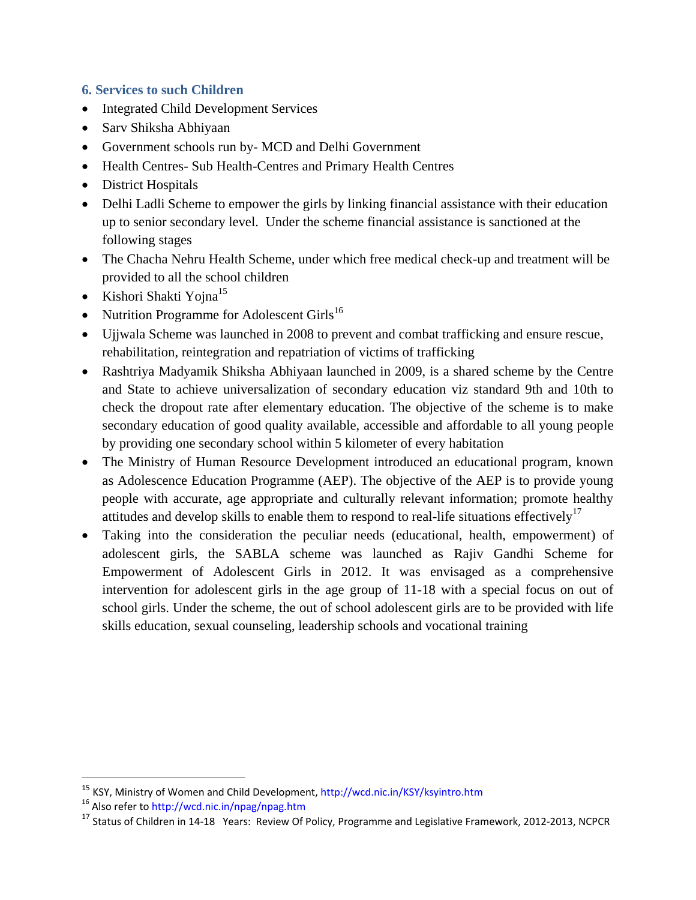## 6. Services to such Children

- Integrated Child Development Services
- Sarv Shiksha Abhiyaan
- Government schools run by- MCD and Delhi Government
- Health Centres- Sub Health-Centres and Primary Health Centres
- District Hospitals
- Delhi Ladli Scheme to empower the girls by linking financial assistance with their education up to senior secondary level. Under the scheme financial assistance is sanctioned at the following stages
- The Chacha Nehru Health Scheme, under which free medical check-up and treatment will be provided to all the school children
- Kishori Shakti Yojna[15]
- Nutrition Programme for Adolescent Girls[16]
- Ujjwala Scheme was launched in 2008 to prevent and combat trafficking and ensure rescue, rehabilitation, reintegration and repatriation of victims of trafficking
- Rashtriya Madyamik Shiksha Abhiyaan launched in 2009, is a shared scheme by the Centre and State to achieve universalization of secondary education viz standard 9th and 10th to check the dropout rate after elementary education. The objective of the scheme is to make secondary education of good quality available, accessible and affordable to all young people by providing one secondary school within 5 kilometer of every habitation
- The Ministry of Human Resource Development introduced an educational program, known as Adolescence Education Programme (AEP). The objective of the AEP is to provide young people with accurate, age appropriate and culturally relevant information; promote healthy attitudes and develop skills to enable them to respond to real-life situations effectively[17]
- Taking into the consideration the peculiar needs (educational, health, empowerment) of adolescent girls, the SABLA scheme was launched as Rajiv Gandhi Scheme for Empowerment of Adolescent Girls in 2012. It was envisaged as a comprehensive intervention for adolescent girls in the age group of 11-18 with a special focus on out of school girls. Under the scheme, the out of school adolescent girls are to be provided with life skills education, sexual counseling, leadership schools and vocational training

---

[15] KSY, Ministry of Women and Child Development, http://wcd.nic.in/KSY/ksyintro.htm

[16] Also refer to http://wcd.nic.in/npag/npag.htm

[17] Status of Children in 14-18 Years: Review Of Policy, Programme and Legislative Framework, 2012-2013, NCPCR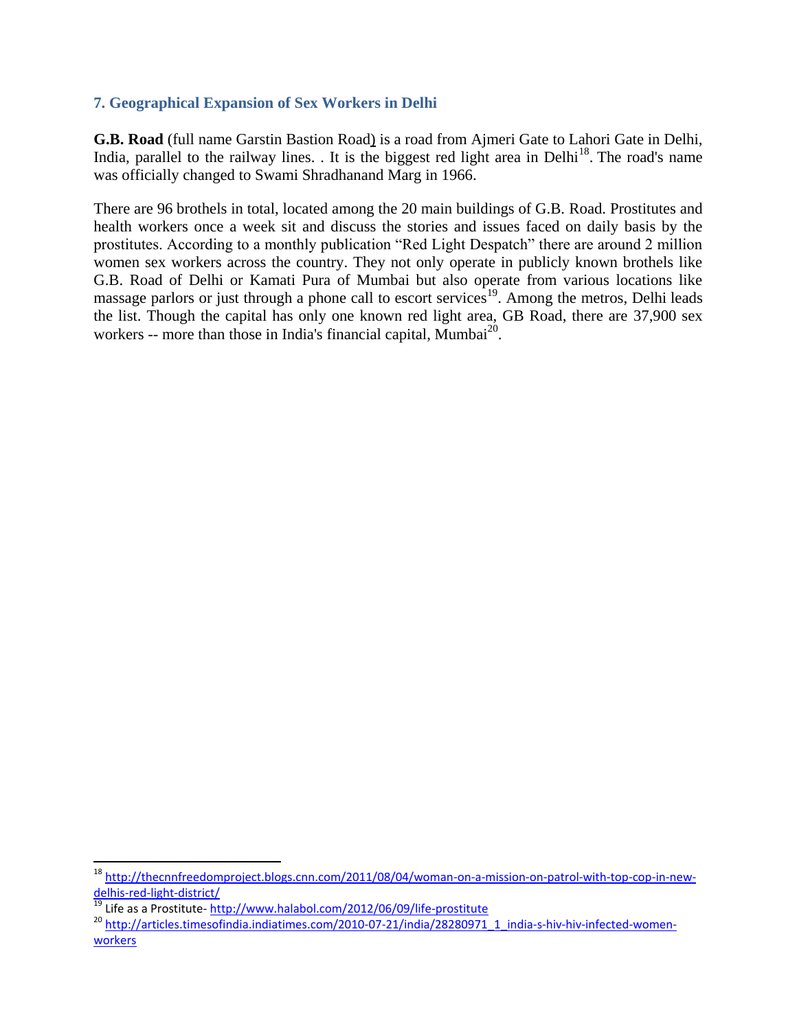## 7. Geographical Expansion of Sex Workers in Delhi

**G.B. Road** (full name Garstin Bastion Road) is a road from Ajmeri Gate to Lahori Gate in Delhi, India, parallel to the railway lines. . It is the biggest red light area in Delhi[18]. The road's name was officially changed to Swami Shradhanand Marg in 1966.

There are 96 brothels in total, located among the 20 main buildings of G.B. Road. Prostitutes and health workers once a week sit and discuss the stories and issues faced on daily basis by the prostitutes. According to a monthly publication "Red Light Despatch" there are around 2 million women sex workers across the country. They not only operate in publicly known brothels like G.B. Road of Delhi or Kamati Pura of Mumbai but also operate from various locations like massage parlors or just through a phone call to escort services[19]. Among the metros, Delhi leads the list. Though the capital has only one known red light area, GB Road, there are 37,900 sex workers -- more than those in India's financial capital, Mumbai[20].

---

[18] http://thecnnfreedomproject.blogs.cnn.com/2011/08/04/woman-on-a-mission-on-patrol-with-top-cop-in-new-delhis-red-light-district/

[19] Life as a Prostitute- http://www.halabol.com/2012/06/09/life-prostitute

[20] http://articles.timesofindia.indiatimes.com/2010-07-21/india/28280971_1_india-s-hiv-hiv-infected-women-workers